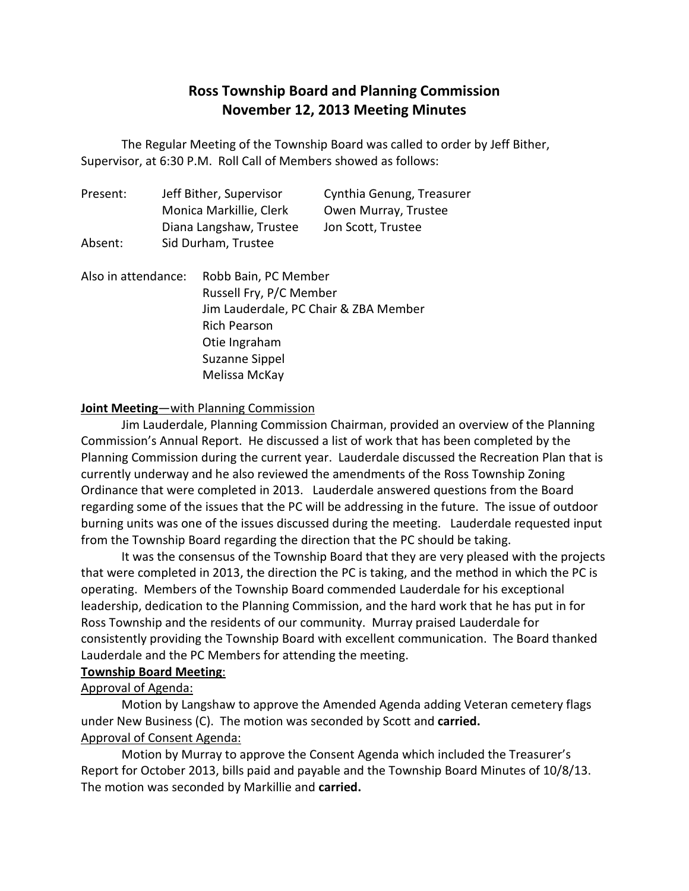# Ross Township Board and Planning Commission
## November 12, 2013 Meeting Minutes

The Regular Meeting of the Township Board was called to order by Jeff Bither, Supervisor, at 6:30 P.M. Roll Call of Members showed as follows:

| | | |
|---|---|---|
| Present: | Jeff Bither, Supervisor | Cynthia Genung, Treasurer |
| | Monica Markillie, Clerk | Owen Murray, Trustee |
| | Diana Langshaw, Trustee | Jon Scott, Trustee |
| Absent: | Sid Durham, Trustee | |

Also in attendance:
- Robb Bain, PC Member
- Russell Fry, P/C Member
- Jim Lauderdale, PC Chair & ZBA Member
- Rich Pearson
- Otie Ingraham
- Suzanne Sippel
- Melissa McKay

**Joint Meeting**—with Planning Commission

Jim Lauderdale, Planning Commission Chairman, provided an overview of the Planning Commission's Annual Report. He discussed a list of work that has been completed by the Planning Commission during the current year. Lauderdale discussed the Recreation Plan that is currently underway and he also reviewed the amendments of the Ross Township Zoning Ordinance that were completed in 2013. Lauderdale answered questions from the Board regarding some of the issues that the PC will be addressing in the future. The issue of outdoor burning units was one of the issues discussed during the meeting. Lauderdale requested input from the Township Board regarding the direction that the PC should be taking.

It was the consensus of the Township Board that they are very pleased with the projects that were completed in 2013, the direction the PC is taking, and the method in which the PC is operating. Members of the Township Board commended Lauderdale for his exceptional leadership, dedication to the Planning Commission, and the hard work that he has put in for Ross Township and the residents of our community. Murray praised Lauderdale for consistently providing the Township Board with excellent communication. The Board thanked Lauderdale and the PC Members for attending the meeting.

**Township Board Meeting**:

Approval of Agenda:

Motion by Langshaw to approve the Amended Agenda adding Veteran cemetery flags under New Business (C). The motion was seconded by Scott and **carried.**

Approval of Consent Agenda:

Motion by Murray to approve the Consent Agenda which included the Treasurer's Report for October 2013, bills paid and payable and the Township Board Minutes of 10/8/13. The motion was seconded by Markillie and **carried.**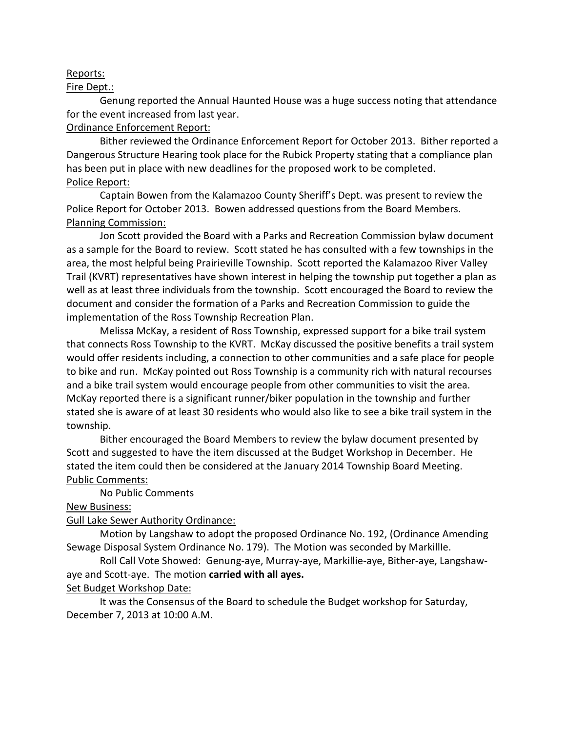Reports:

Fire Dept.:

Genung reported the Annual Haunted House was a huge success noting that attendance for the event increased from last year.

Ordinance Enforcement Report:

Bither reviewed the Ordinance Enforcement Report for October 2013. Bither reported a Dangerous Structure Hearing took place for the Rubick Property stating that a compliance plan has been put in place with new deadlines for the proposed work to be completed.

Police Report:

Captain Bowen from the Kalamazoo County Sheriff's Dept. was present to review the Police Report for October 2013. Bowen addressed questions from the Board Members.

Planning Commission:

Jon Scott provided the Board with a Parks and Recreation Commission bylaw document as a sample for the Board to review. Scott stated he has consulted with a few townships in the area, the most helpful being Prairieville Township. Scott reported the Kalamazoo River Valley Trail (KVRT) representatives have shown interest in helping the township put together a plan as well as at least three individuals from the township. Scott encouraged the Board to review the document and consider the formation of a Parks and Recreation Commission to guide the implementation of the Ross Township Recreation Plan.

Melissa McKay, a resident of Ross Township, expressed support for a bike trail system that connects Ross Township to the KVRT. McKay discussed the positive benefits a trail system would offer residents including, a connection to other communities and a safe place for people to bike and run. McKay pointed out Ross Township is a community rich with natural recourses and a bike trail system would encourage people from other communities to visit the area. McKay reported there is a significant runner/biker population in the township and further stated she is aware of at least 30 residents who would also like to see a bike trail system in the township.

Bither encouraged the Board Members to review the bylaw document presented by Scott and suggested to have the item discussed at the Budget Workshop in December. He stated the item could then be considered at the January 2014 Township Board Meeting.

Public Comments:

No Public Comments

New Business:

Gull Lake Sewer Authority Ordinance:

Motion by Langshaw to adopt the proposed Ordinance No. 192, (Ordinance Amending Sewage Disposal System Ordinance No. 179). The Motion was seconded by Markillle.

Roll Call Vote Showed: Genung-aye, Murray-aye, Markillie-aye, Bither-aye, Langshaw-aye and Scott-aye. The motion **carried with all ayes.**

Set Budget Workshop Date:

It was the Consensus of the Board to schedule the Budget workshop for Saturday, December 7, 2013 at 10:00 A.M.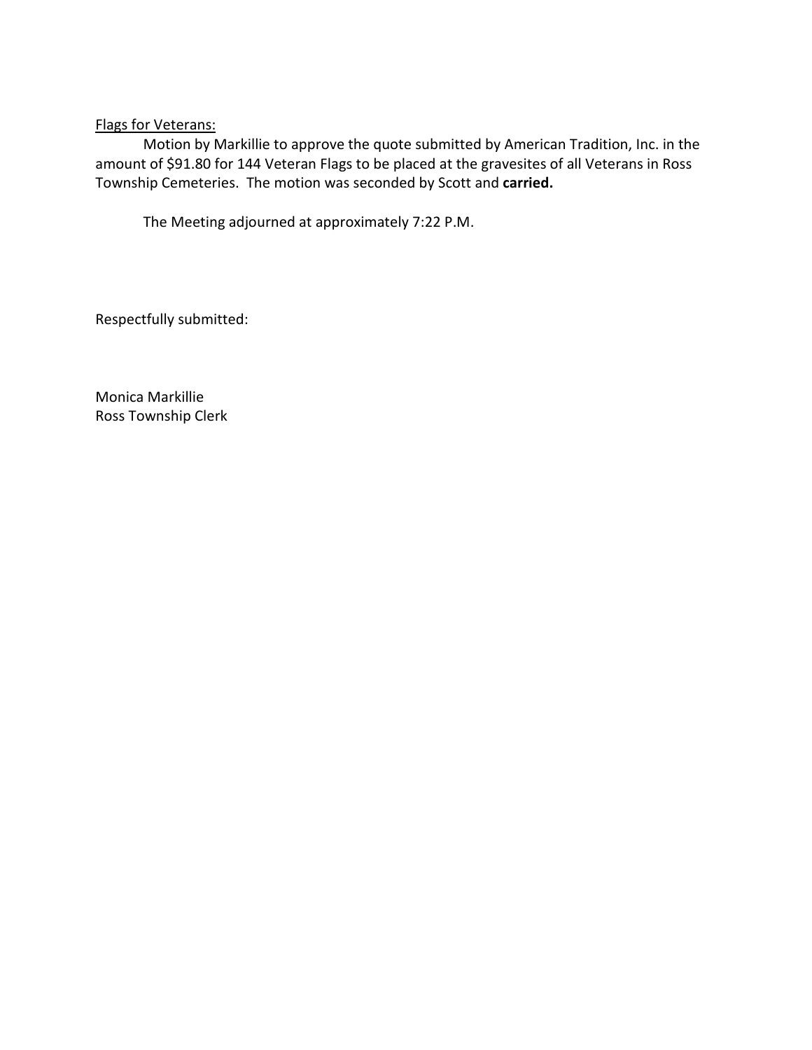Flags for Veterans:

Motion by Markillie to approve the quote submitted by American Tradition, Inc. in the amount of $91.80 for 144 Veteran Flags to be placed at the gravesites of all Veterans in Ross Township Cemeteries. The motion was seconded by Scott and **carried.**

The Meeting adjourned at approximately 7:22 P.M.

Respectfully submitted:

Monica Markillie
Ross Township Clerk